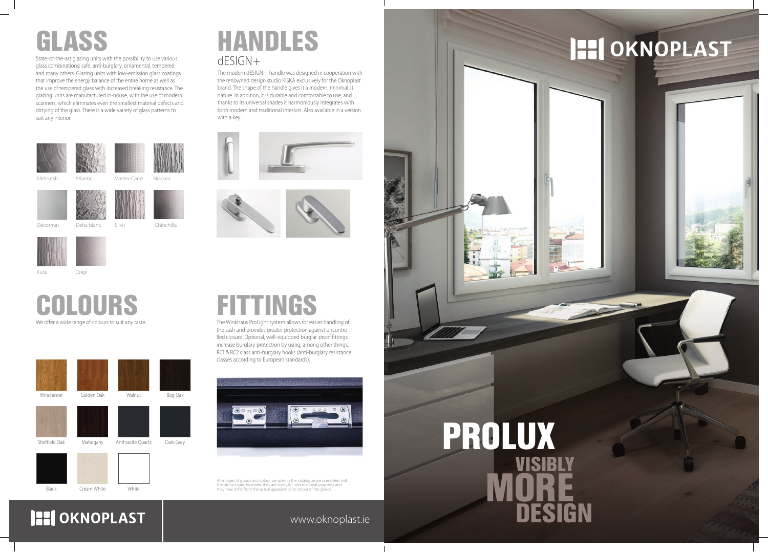# GLASS

State-of-the-art glazing units with the possibility to use various glass combinations: safe, anti-burglary, ornamental, tempered and many others. Glazing units with low-emission glass coatings that improve the energy balance of the entire home as well as the use of tempered glass with increased breaking resistance. The glazing units are manufactured in-house, with the use of modern scanners, which eliminates even the smallest material defects and dirtying of the glass. There is a wide variety of glass patterns to suit any interior.

Altdeutsh · Atlantic · Master-Carré · Niagara

Décormat · Delta blanc · Silvit · Chinchilla

Kura · Crépi

# HANDLES

dESIGN+

The modern dESIGN + handle was designed in cooperation with the renowned design studio KISKA exclusively for the Oknoplast brand. The shape of the handle gives it a modern, minimalist nature. In addition, it is durable and comfortable to use, and thanks to its universal shades it harmoniously integrates with both modern and traditional interiors. Also available in a version with a key.

# COLOURS

We offer a wide range of colours to suit any taste.

Winchester · Golden Oak · Walnut · Bog Oak

Sheffield Oak · Mahogany · Anthracite Quartz · Dark Grey

Black · Cream White · White

# FITTINGS

The Winkhaus ProLight system allows for easier handling of the sash and provides greater protection against uncontrolled closure. Optional, well-equipped burglar-proof fittings increase burglary protection by using, among other things, RC1 & RC2 class anti-burglary hooks (anti-burglary resistance classes according to European standards).

All images of goods and colour samples in the catalogue are presented with the utmost care, however, they are solely for informational purposes and they may differ from the actual appearance or colour of the goods.

OKNOPLAST

www.oknoplast.ie

OKNOPLAST

# PROLUX

VISIBLY MORE DESIGN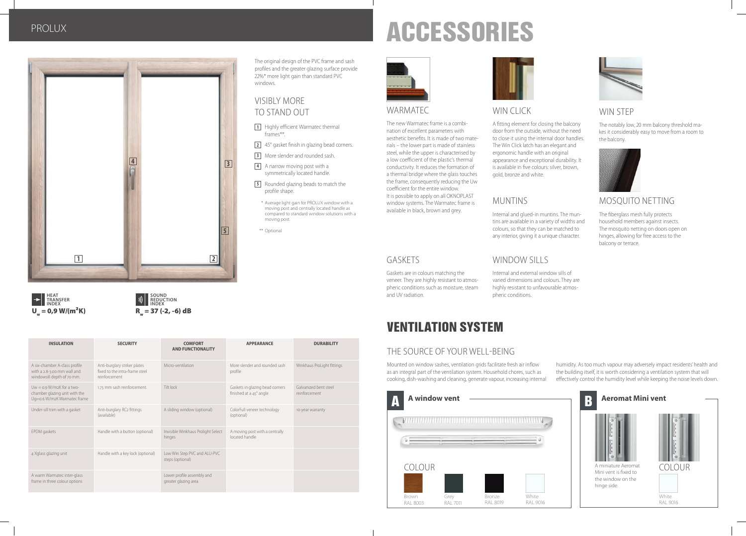## PROLUX

The original design of the PVC frame and sash profiles and the greater glazing surface provide 22%* more light gain than standard PVC windows.

### VISIBLY MORE TO STAND OUT

1. Highly efficient Warmatec thermal frames**.
2. 45° gasket finish in glazing bead corners.
3. More slender and rounded sash.
4. A narrow moving post with a symmetrically located handle.
5. Rounded glazing beads to match the profile shape.

\* Average light gain for PROLUX window with a moving post and centrally located handle as compared to standard window solutions with a moving post.

** Optional

**HEAT TRANSFER INDEX**
$U_w = 0{,}9\ W/(m^2K)$

**SOUND REDUCTION INDEX**
$R_w = 37\ (-2, -6)\ dB$

| INSULATION | SECURITY | COMFORT AND FUNCTIONALITY | APPEARANCE | DURABILITY |
|---|---|---|---|---|
| A six-chamber A-class profile with a 2.8-3.00 mm wall and windowsill depth of 70 mm. | Anti-burglary striker plates fixed to the intra-frame steel reinforcement | Micro-ventilation | More slender and rounded sash profile | Winkhaus ProLight fittings |
| Uw = 0.9 W/m2K for a two-chamber glazing unit with the Ug=0.6 W/m2K Warmatec frame | 1.75 mm sash reinforcement | Tilt lock | Gaskets in glazing bead corners finished at a 45° angle | Galvanized bent steel reinforcement |
| Under-sill trim with a gasket | Anti-burglary RC2 fittings (available) | A sliding window (optional) | ColorFull veneer technology (optional) | 10-year warranty |
| EPDM gaskets | Handle with a button (optional) | Invisible Winkhaus Prolight Select hinges | A moving post with a centrally located handle | |
| 4 Xglass glazing unit | Handle with a key lock (optional) | Low Win Step PVC and ALU-PVC steps (optional) | | |
| A warm Warmatec inter-glass frame in three colour options | | Lower profile assembly and greater glazing area | | |

# ACCESSORIES

### WARMATEC

The new Warmatec frame is a combination of excellent parameters with aesthetic benefits. It is made of two materials – the lower part is made of stainless steel, while the upper is characterised by a low coefficient of the plastic's thermal conductivity. It reduces the formation of a thermal bridge where the glass touches the frame, consequently reducing the Uw coefficient for the entire window.
It is possible to apply on all OKNOPLAST window systems. The Warmatec frame is available in black, brown and grey.

### WIN CLICK

A fitting element for closing the balcony door from the outside, without the need to close it using the internal door handles. The Win Click latch has an elegant and ergonomic handle with an original appearance and exceptional durability. It is available in five colours: silver, brown, gold, bronze and white.

### WIN STEP

The notably low, 20 mm balcony threshold makes it considerably easy to move from a room to the balcony.

### MUNTINS

Internal and glued-in muntins. The muntins are available in a variety of widths and colours, so that they can be matched to any interior, giving it a unique character.

### MOSQUITO NETTING

The fiberglass mesh fully protects household members against insects. The mosquito netting on doors open on hinges, allowing for free access to the balcony or terrace.

### GASKETS

Gaskets are in colours matching the veneer. They are highly resistant to atmospheric conditions such as moisture, steam and UV radiation.

### WINDOW SILLS

Internal and external window sills of varied dimensions and colours. They are highly resistant to unfavourable atmospheric conditions.

# VENTILATION SYSTEM

### THE SOURCE OF YOUR WELL-BEING

Mounted on window sashes, ventilation grids facilitate fresh air inflow as an integral part of the ventilation system. Household chores, such as cooking, dish-washing and cleaning, generate vapour, increasing internal humidity. As too much vapour may adversely impact residents' health and the building itself, it is worth considering a ventilation system that will effectively control the humidity level while keeping the noise levels down.

#### A – A window vent

COLOUR

Brown RAL 8003
Grey RAL 7011
Bronze RAL 8019
White RAL 9016

#### B – Aeromat Mini vent

A miniature Aeromat Mini vent is fixed to the window on the hinge side.

COLOUR

White RAL 9016